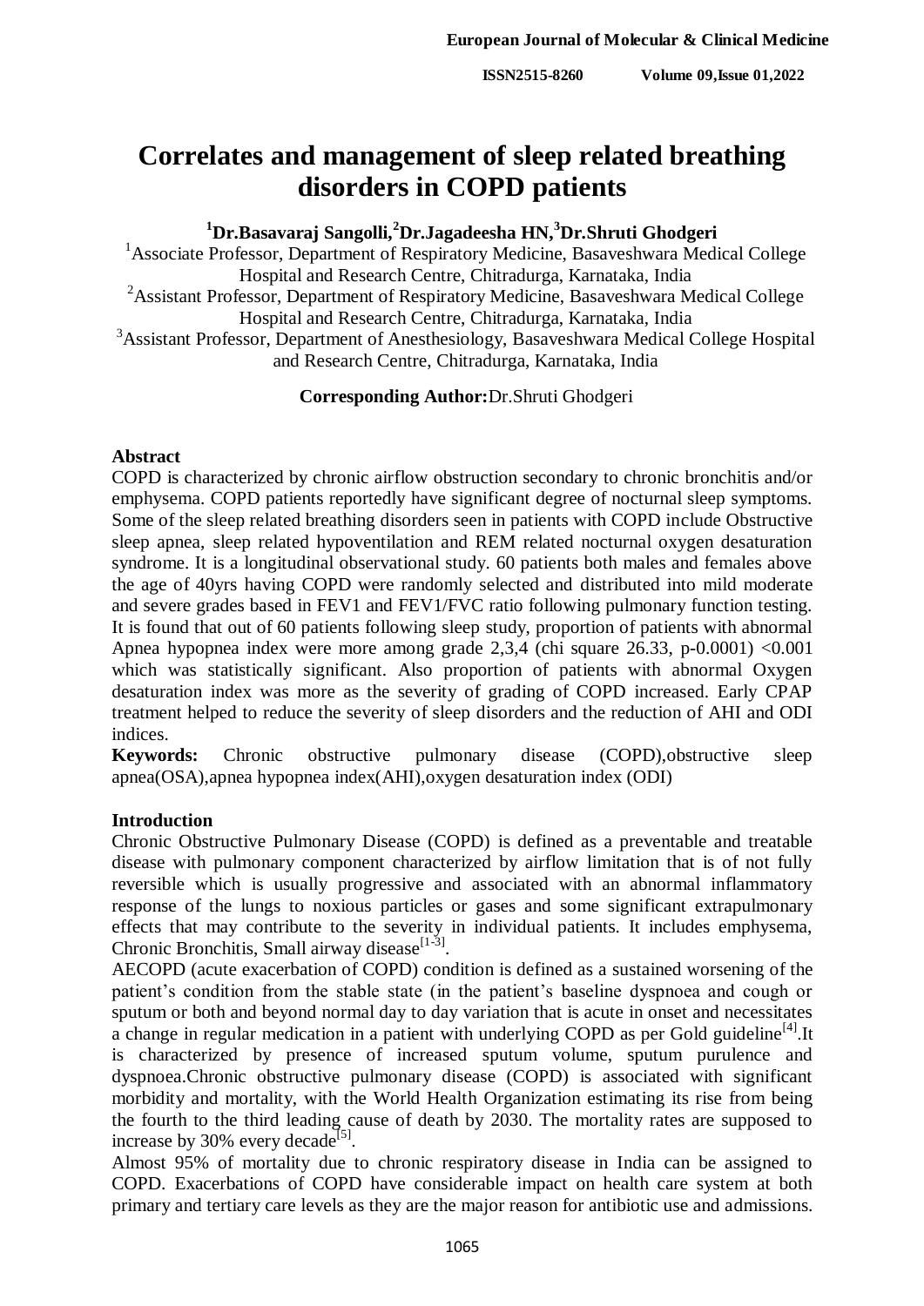# Correlates and management of sleep related breathing disorders in COPD patients

**[1]Dr.Basavaraj Sangolli,[2]Dr.Jagadeesha HN,[3]Dr.Shruti Ghodgeri**

[1]Associate Professor, Department of Respiratory Medicine, Basaveshwara Medical College Hospital and Research Centre, Chitradurga, Karnataka, India

[2]Assistant Professor, Department of Respiratory Medicine, Basaveshwara Medical College Hospital and Research Centre, Chitradurga, Karnataka, India

[3]Assistant Professor, Department of Anesthesiology, Basaveshwara Medical College Hospital and Research Centre, Chitradurga, Karnataka, India

**Corresponding Author:**Dr.Shruti Ghodgeri

## Abstract

COPD is characterized by chronic airflow obstruction secondary to chronic bronchitis and/or emphysema. COPD patients reportedly have significant degree of nocturnal sleep symptoms. Some of the sleep related breathing disorders seen in patients with COPD include Obstructive sleep apnea, sleep related hypoventilation and REM related nocturnal oxygen desaturation syndrome. It is a longitudinal observational study. 60 patients both males and females above the age of 40yrs having COPD were randomly selected and distributed into mild moderate and severe grades based in FEV1 and FEV1/FVC ratio following pulmonary function testing. It is found that out of 60 patients following sleep study, proportion of patients with abnormal Apnea hypopnea index were more among grade 2,3,4 (chi square 26.33, p-0.0001) <0.001 which was statistically significant. Also proportion of patients with abnormal Oxygen desaturation index was more as the severity of grading of COPD increased. Early CPAP treatment helped to reduce the severity of sleep disorders and the reduction of AHI and ODI indices.

**Keywords:** Chronic obstructive pulmonary disease (COPD),obstructive sleep apnea(OSA),apnea hypopnea index(AHI),oxygen desaturation index (ODI)

## Introduction

Chronic Obstructive Pulmonary Disease (COPD) is defined as a preventable and treatable disease with pulmonary component characterized by airflow limitation that is of not fully reversible which is usually progressive and associated with an abnormal inflammatory response of the lungs to noxious particles or gases and some significant extrapulmonary effects that may contribute to the severity in individual patients. It includes emphysema, Chronic Bronchitis, Small airway disease[1-3].

AECOPD (acute exacerbation of COPD) condition is defined as a sustained worsening of the patient's condition from the stable state (in the patient's baseline dyspnoea and cough or sputum or both and beyond normal day to day variation that is acute in onset and necessitates a change in regular medication in a patient with underlying COPD as per Gold guideline[4].It is characterized by presence of increased sputum volume, sputum purulence and dyspnoea.Chronic obstructive pulmonary disease (COPD) is associated with significant morbidity and mortality, with the World Health Organization estimating its rise from being the fourth to the third leading cause of death by 2030. The mortality rates are supposed to increase by 30% every decade[5].

Almost 95% of mortality due to chronic respiratory disease in India can be assigned to COPD. Exacerbations of COPD have considerable impact on health care system at both primary and tertiary care levels as they are the major reason for antibiotic use and admissions.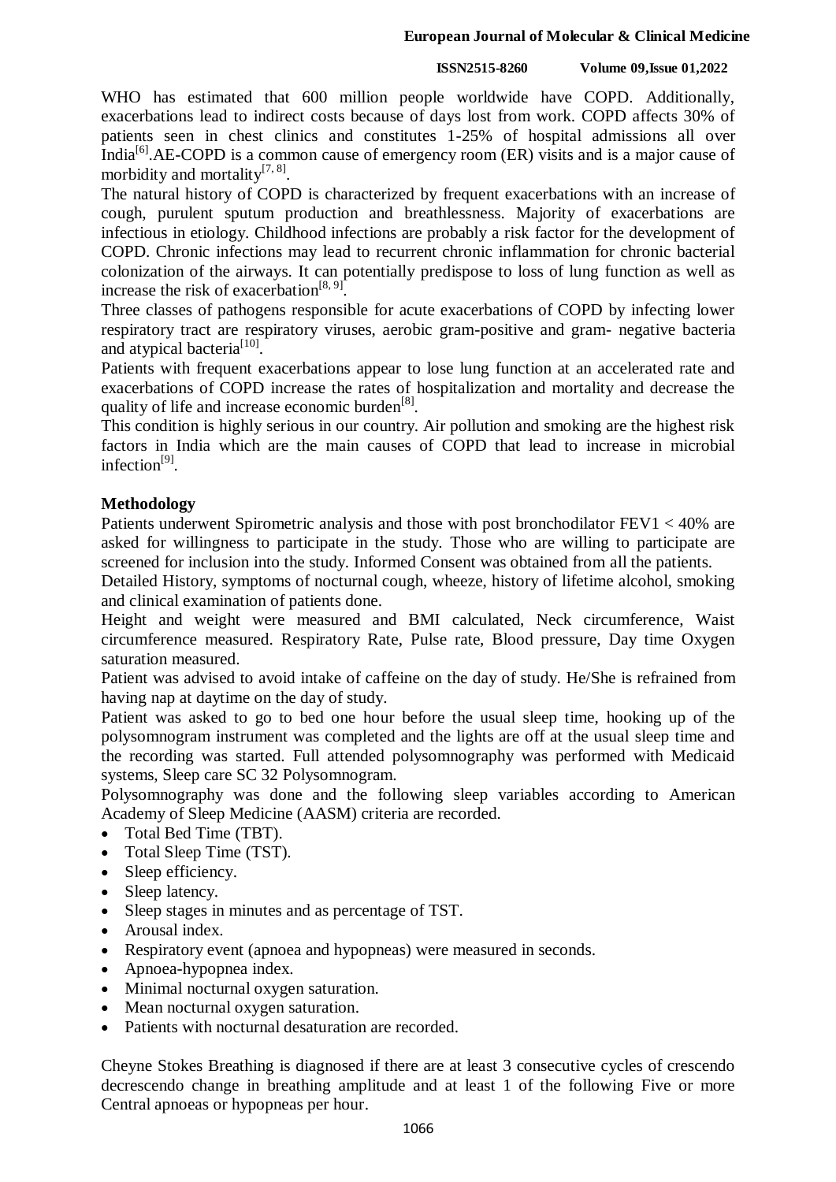WHO has estimated that 600 million people worldwide have COPD. Additionally, exacerbations lead to indirect costs because of days lost from work. COPD affects 30% of patients seen in chest clinics and constitutes 1-25% of hospital admissions all over India[6].AE-COPD is a common cause of emergency room (ER) visits and is a major cause of morbidity and mortality[7, 8].

The natural history of COPD is characterized by frequent exacerbations with an increase of cough, purulent sputum production and breathlessness. Majority of exacerbations are infectious in etiology. Childhood infections are probably a risk factor for the development of COPD. Chronic infections may lead to recurrent chronic inflammation for chronic bacterial colonization of the airways. It can potentially predispose to loss of lung function as well as increase the risk of exacerbation[8, 9].

Three classes of pathogens responsible for acute exacerbations of COPD by infecting lower respiratory tract are respiratory viruses, aerobic gram-positive and gram- negative bacteria and atypical bacteria[10].

Patients with frequent exacerbations appear to lose lung function at an accelerated rate and exacerbations of COPD increase the rates of hospitalization and mortality and decrease the quality of life and increase economic burden[8].

This condition is highly serious in our country. Air pollution and smoking are the highest risk factors in India which are the main causes of COPD that lead to increase in microbial infection[9].

## Methodology

Patients underwent Spirometric analysis and those with post bronchodilator FEV1 < 40% are asked for willingness to participate in the study. Those who are willing to participate are screened for inclusion into the study. Informed Consent was obtained from all the patients.

Detailed History, symptoms of nocturnal cough, wheeze, history of lifetime alcohol, smoking and clinical examination of patients done.

Height and weight were measured and BMI calculated, Neck circumference, Waist circumference measured. Respiratory Rate, Pulse rate, Blood pressure, Day time Oxygen saturation measured.

Patient was advised to avoid intake of caffeine on the day of study. He/She is refrained from having nap at daytime on the day of study.

Patient was asked to go to bed one hour before the usual sleep time, hooking up of the polysomnogram instrument was completed and the lights are off at the usual sleep time and the recording was started. Full attended polysomnography was performed with Medicaid systems, Sleep care SC 32 Polysomnogram.

Polysomnography was done and the following sleep variables according to American Academy of Sleep Medicine (AASM) criteria are recorded.

- Total Bed Time (TBT).
- Total Sleep Time (TST).
- Sleep efficiency.
- Sleep latency.
- Sleep stages in minutes and as percentage of TST.
- Arousal index.
- Respiratory event (apnoea and hypopneas) were measured in seconds.
- Apnoea-hypopnea index.
- Minimal nocturnal oxygen saturation.
- Mean nocturnal oxygen saturation.
- Patients with nocturnal desaturation are recorded.

Cheyne Stokes Breathing is diagnosed if there are at least 3 consecutive cycles of crescendo decrescendo change in breathing amplitude and at least 1 of the following Five or more Central apnoeas or hypopneas per hour.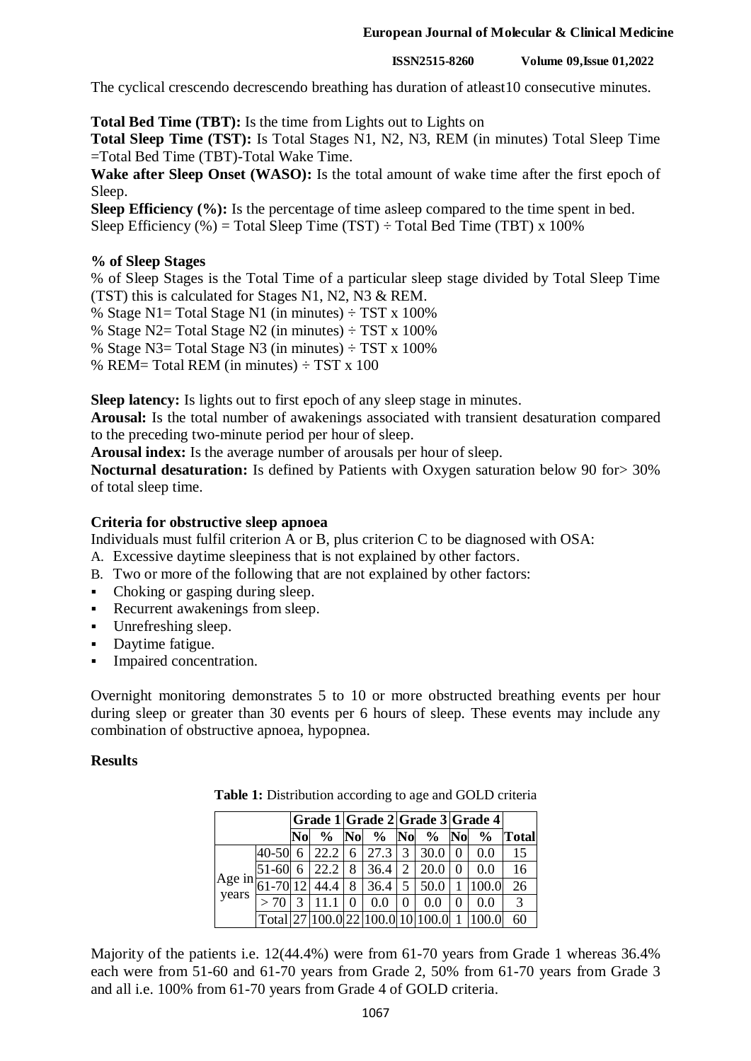The cyclical crescendo decrescendo breathing has duration of atleast10 consecutive minutes.

**Total Bed Time (TBT):** Is the time from Lights out to Lights on

**Total Sleep Time (TST):** Is Total Stages N1, N2, N3, REM (in minutes) Total Sleep Time =Total Bed Time (TBT)-Total Wake Time.

**Wake after Sleep Onset (WASO):** Is the total amount of wake time after the first epoch of Sleep.

**Sleep Efficiency (%):** Is the percentage of time asleep compared to the time spent in bed. Sleep Efficiency (%) = Total Sleep Time (TST) ÷ Total Bed Time (TBT) x 100%

**% of Sleep Stages**

% of Sleep Stages is the Total Time of a particular sleep stage divided by Total Sleep Time (TST) this is calculated for Stages N1, N2, N3 & REM.

% Stage N1= Total Stage N1 (in minutes) ÷ TST x 100%

% Stage N2= Total Stage N2 (in minutes) ÷ TST x 100%

% Stage N3= Total Stage N3 (in minutes) ÷ TST x 100%

% REM= Total REM (in minutes) ÷ TST x 100

**Sleep latency:** Is lights out to first epoch of any sleep stage in minutes.

**Arousal:** Is the total number of awakenings associated with transient desaturation compared to the preceding two-minute period per hour of sleep.

**Arousal index:** Is the average number of arousals per hour of sleep.

**Nocturnal desaturation:** Is defined by Patients with Oxygen saturation below 90 for> 30% of total sleep time.

**Criteria for obstructive sleep apnoea**

Individuals must fulfil criterion A or B, plus criterion C to be diagnosed with OSA:

A. Excessive daytime sleepiness that is not explained by other factors.
B. Two or more of the following that are not explained by other factors:

- Choking or gasping during sleep.
- Recurrent awakenings from sleep.
- Unrefreshing sleep.
- Daytime fatigue.
- Impaired concentration.

Overnight monitoring demonstrates 5 to 10 or more obstructed breathing events per hour during sleep or greater than 30 events per 6 hours of sleep. These events may include any combination of obstructive apnoea, hypopnea.

## Results

**Table 1:** Distribution according to age and GOLD criteria

| | | Grade 1 | | Grade 2 | | Grade 3 | | Grade 4 | | Total |
|---|---|---|---|---|---|---|---|---|---|---|
| | | No | % | No | % | No | % | No | % | |
| Age in years | 40-50 | 6 | 22.2 | 6 | 27.3 | 3 | 30.0 | 0 | 0.0 | 15 |
| | 51-60 | 6 | 22.2 | 8 | 36.4 | 2 | 20.0 | 0 | 0.0 | 16 |
| | 61-70 | 12 | 44.4 | 8 | 36.4 | 5 | 50.0 | 1 | 100.0 | 26 |
| | > 70 | 3 | 11.1 | 0 | 0.0 | 0 | 0.0 | 0 | 0.0 | 3 |
| | Total | 27 | 100.0 | 22 | 100.0 | 10 | 100.0 | 1 | 100.0 | 60 |

Majority of the patients i.e. 12(44.4%) were from 61-70 years from Grade 1 whereas 36.4% each were from 51-60 and 61-70 years from Grade 2, 50% from 61-70 years from Grade 3 and all i.e. 100% from 61-70 years from Grade 4 of GOLD criteria.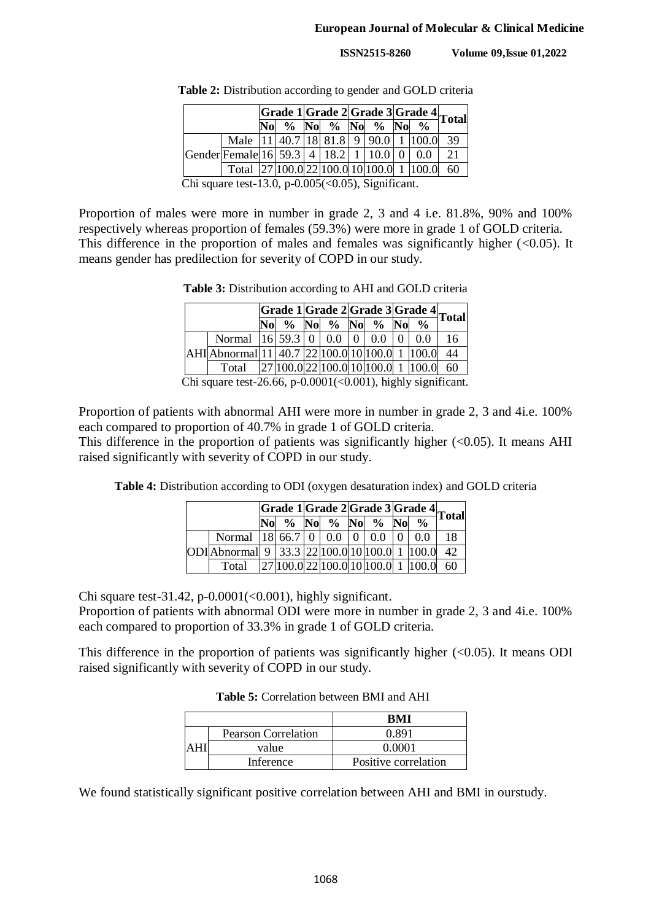**Table 2:** Distribution according to gender and GOLD criteria

| | | Grade 1 | | Grade 2 | | Grade 3 | | Grade 4 | | Total |
|---|---|---|---|---|---|---|---|---|---|---|
| | | No | % | No | % | No | % | No | % | |
| Gender | Male | 11 | 40.7 | 18 | 81.8 | 9 | 90.0 | 1 | 100.0 | 39 |
| | Female | 16 | 59.3 | 4 | 18.2 | 1 | 10.0 | 0 | 0.0 | 21 |
| | Total | 27 | 100.0 | 22 | 100.0 | 10 | 100.0 | 1 | 100.0 | 60 |

Chi square test-13.0, p-0.005(<0.05), Significant.

Proportion of males were more in number in grade 2, 3 and 4 i.e. 81.8%, 90% and 100% respectively whereas proportion of females (59.3%) were more in grade 1 of GOLD criteria. This difference in the proportion of males and females was significantly higher (<0.05). It means gender has predilection for severity of COPD in our study.

**Table 3:** Distribution according to AHI and GOLD criteria

| | | Grade 1 | | Grade 2 | | Grade 3 | | Grade 4 | | Total |
|---|---|---|---|---|---|---|---|---|---|---|
| | | No | % | No | % | No | % | No | % | |
| AHI | Normal | 16 | 59.3 | 0 | 0.0 | 0 | 0.0 | 0 | 0.0 | 16 |
| | Abnormal | 11 | 40.7 | 22 | 100.0 | 10 | 100.0 | 1 | 100.0 | 44 |
| | Total | 27 | 100.0 | 22 | 100.0 | 10 | 100.0 | 1 | 100.0 | 60 |

Chi square test-26.66, p-0.0001(<0.001), highly significant.

Proportion of patients with abnormal AHI were more in number in grade 2, 3 and 4i.e. 100% each compared to proportion of 40.7% in grade 1 of GOLD criteria.
This difference in the proportion of patients was significantly higher (<0.05). It means AHI raised significantly with severity of COPD in our study.

**Table 4:** Distribution according to ODI (oxygen desaturation index) and GOLD criteria

| | | Grade 1 | | Grade 2 | | Grade 3 | | Grade 4 | | Total |
|---|---|---|---|---|---|---|---|---|---|---|
| | | No | % | No | % | No | % | No | % | |
| ODI | Normal | 18 | 66.7 | 0 | 0.0 | 0 | 0.0 | 0 | 0.0 | 18 |
| | Abnormal | 9 | 33.3 | 22 | 100.0 | 10 | 100.0 | 1 | 100.0 | 42 |
| | Total | 27 | 100.0 | 22 | 100.0 | 10 | 100.0 | 1 | 100.0 | 60 |

Chi square test-31.42, p-0.0001(<0.001), highly significant.
Proportion of patients with abnormal ODI were more in number in grade 2, 3 and 4i.e. 100% each compared to proportion of 33.3% in grade 1 of GOLD criteria.

This difference in the proportion of patients was significantly higher (<0.05). It means ODI raised significantly with severity of COPD in our study.

**Table 5:** Correlation between BMI and AHI

| | | BMI |
|---|---|---|
| AHI | Pearson Correlation | 0.891 |
| | value | 0.0001 |
| | Inference | Positive correlation |

We found statistically significant positive correlation between AHI and BMI in ourstudy.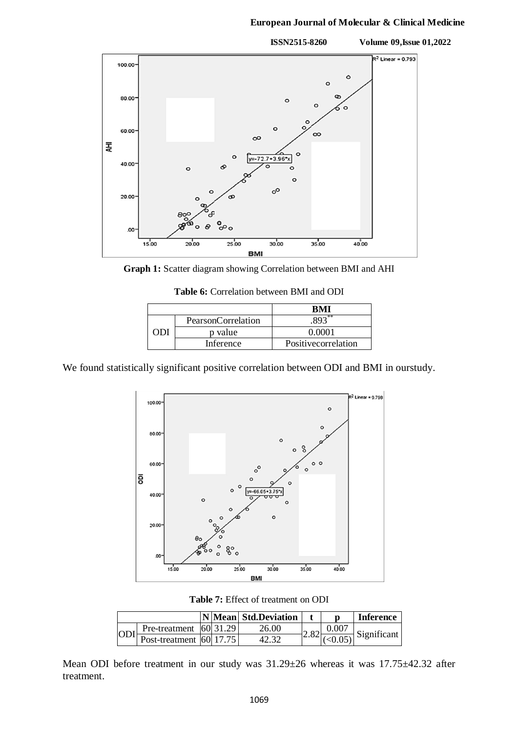R² Linear = 0.793

y=-72.7+3.96*x

AHI

BMI

100.00
80.00
60.00
40.00
20.00
.00

15.00 20.00 25.00 30.00 35.00 40.00

**Graph 1:** Scatter diagram showing Correlation between BMI and AHI

**Table 6:** Correlation between BMI and ODI

| | | BMI |
|---|---|---|
| ODI | PearsonCorrelation | .893** |
| | p value | 0.0001 |
| | Inference | Positivecorrelation |

We found statistically significant positive correlation between ODI and BMI in ourstudy.

R² Linear = 0.798

y=-66.05+3.75*x

ODI

BMI

100.00
80.00
60.00
40.00
20.00
.00

15.00 20.00 25.00 30.00 35.00 40.00

**Table 7:** Effect of treatment on ODI

| | | N | Mean | Std.Deviation | t | p | Inference |
|---|---|---|---|---|---|---|---|
| ODI | Pre-treatment | 60 | 31.29 | 26.00 | 2.82 | 0.007 (<0.05) | Significant |
| | Post-treatment | 60 | 17.75 | 42.32 | | | |

Mean ODI before treatment in our study was 31.29±26 whereas it was 17.75±42.32 after treatment.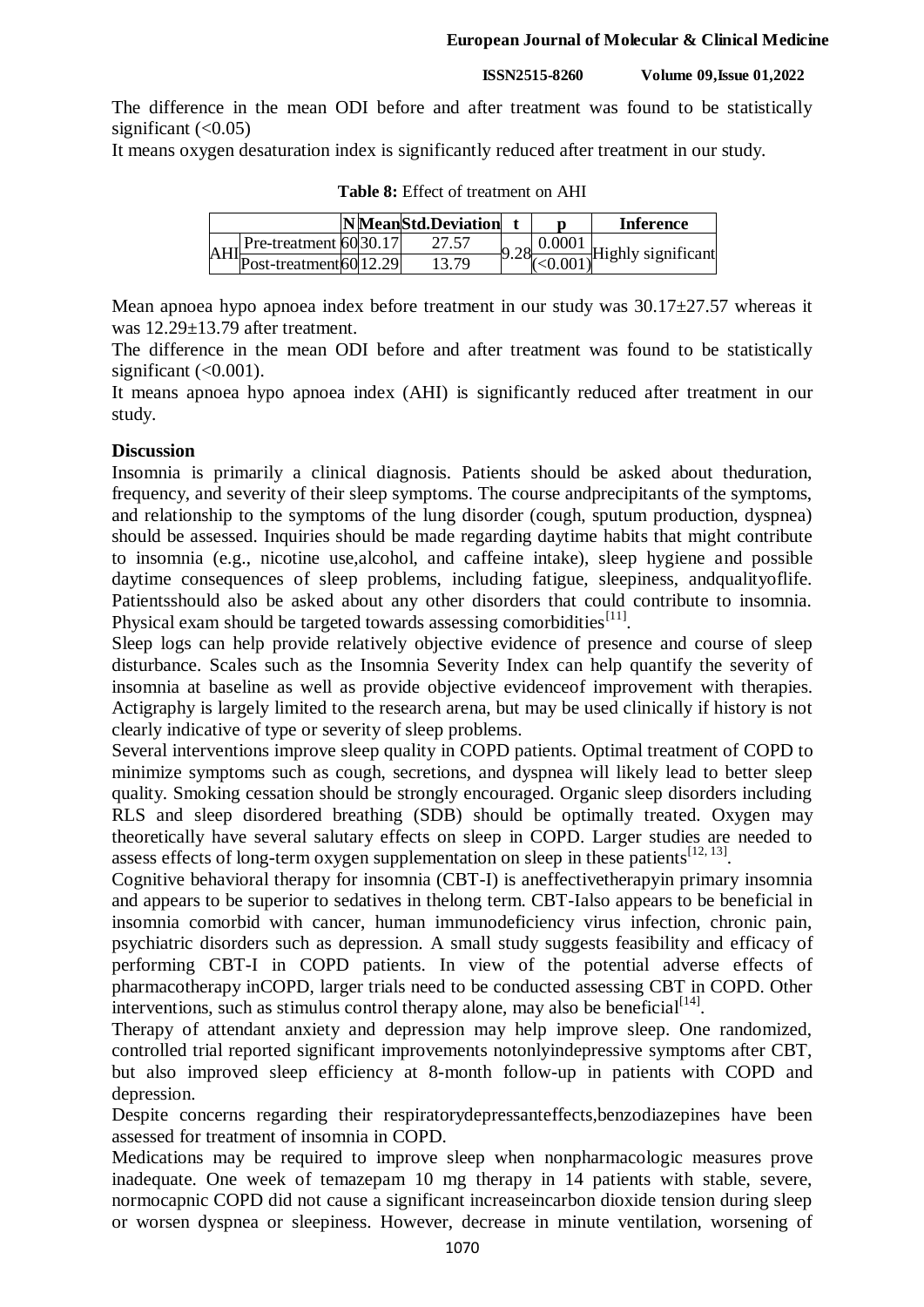The difference in the mean ODI before and after treatment was found to be statistically significant (<0.05)

It means oxygen desaturation index is significantly reduced after treatment in our study.

**Table 8:** Effect of treatment on AHI

| | | N | Mean | Std.Deviation | t | p | Inference |
|---|---|---|---|---|---|---|---|
| AHI | Pre-treatment | 60 | 30.17 | 27.57 | 9.28 | 0.0001 (<0.001) | Highly significant |
| | Post-treatment | 60 | 12.29 | 13.79 | | | |

Mean apnoea hypo apnoea index before treatment in our study was 30.17±27.57 whereas it was 12.29±13.79 after treatment.

The difference in the mean ODI before and after treatment was found to be statistically significant (<0.001).

It means apnoea hypo apnoea index (AHI) is significantly reduced after treatment in our study.

**Discussion**

Insomnia is primarily a clinical diagnosis. Patients should be asked about theduration, frequency, and severity of their sleep symptoms. The course andprecipitants of the symptoms, and relationship to the symptoms of the lung disorder (cough, sputum production, dyspnea) should be assessed. Inquiries should be made regarding daytime habits that might contribute to insomnia (e.g., nicotine use,alcohol, and caffeine intake), sleep hygiene and possible daytime consequences of sleep problems, including fatigue, sleepiness, andqualityoflife. Patientsshould also be asked about any other disorders that could contribute to insomnia. Physical exam should be targeted towards assessing comorbidities[11].

Sleep logs can help provide relatively objective evidence of presence and course of sleep disturbance. Scales such as the Insomnia Severity Index can help quantify the severity of insomnia at baseline as well as provide objective evidenceof improvement with therapies. Actigraphy is largely limited to the research arena, but may be used clinically if history is not clearly indicative of type or severity of sleep problems.

Several interventions improve sleep quality in COPD patients. Optimal treatment of COPD to minimize symptoms such as cough, secretions, and dyspnea will likely lead to better sleep quality. Smoking cessation should be strongly encouraged. Organic sleep disorders including RLS and sleep disordered breathing (SDB) should be optimally treated. Oxygen may theoretically have several salutary effects on sleep in COPD. Larger studies are needed to assess effects of long-term oxygen supplementation on sleep in these patients[12, 13].

Cognitive behavioral therapy for insomnia (CBT-I) is aneffectivetherapyin primary insomnia and appears to be superior to sedatives in thelong term. CBT-Ialso appears to be beneficial in insomnia comorbid with cancer, human immunodeficiency virus infection, chronic pain, psychiatric disorders such as depression. A small study suggests feasibility and efficacy of performing CBT-I in COPD patients. In view of the potential adverse effects of pharmacotherapy inCOPD, larger trials need to be conducted assessing CBT in COPD. Other interventions, such as stimulus control therapy alone, may also be beneficial[14].

Therapy of attendant anxiety and depression may help improve sleep. One randomized, controlled trial reported significant improvements notonlyindepressive symptoms after CBT, but also improved sleep efficiency at 8-month follow-up in patients with COPD and depression.

Despite concerns regarding their respiratorydepressanteffects,benzodiazepines have been assessed for treatment of insomnia in COPD.

Medications may be required to improve sleep when nonpharmacologic measures prove inadequate. One week of temazepam 10 mg therapy in 14 patients with stable, severe, normocapnic COPD did not cause a significant increaseincarbon dioxide tension during sleep or worsen dyspnea or sleepiness. However, decrease in minute ventilation, worsening of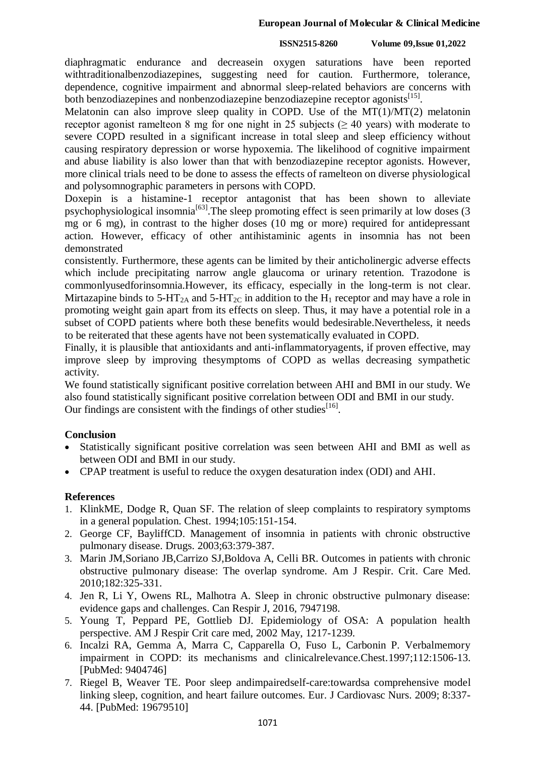diaphragmatic endurance and decreasein oxygen saturations have been reported withtraditionalbenzodiazepines, suggesting need for caution. Furthermore, tolerance, dependence, cognitive impairment and abnormal sleep-related behaviors are concerns with both benzodiazepines and nonbenzodiazepine benzodiazepine receptor agonists[15].

Melatonin can also improve sleep quality in COPD. Use of the MT(1)/MT(2) melatonin receptor agonist ramelteon 8 mg for one night in 25 subjects (≥ 40 years) with moderate to severe COPD resulted in a significant increase in total sleep and sleep efficiency without causing respiratory depression or worse hypoxemia. The likelihood of cognitive impairment and abuse liability is also lower than that with benzodiazepine receptor agonists. However, more clinical trials need to be done to assess the effects of ramelteon on diverse physiological and polysomnographic parameters in persons with COPD.

Doxepin is a histamine-1 receptor antagonist that has been shown to alleviate psychophysiological insomnia[63].The sleep promoting effect is seen primarily at low doses (3 mg or 6 mg), in contrast to the higher doses (10 mg or more) required for antidepressant action. However, efficacy of other antihistaminic agents in insomnia has not been demonstrated consistently. Furthermore, these agents can be limited by their anticholinergic adverse effects which include precipitating narrow angle glaucoma or urinary retention. Trazodone is commonlyusedforinsomnia.However, its efficacy, especially in the long-term is not clear. Mirtazapine binds to 5-$HT_{2A}$ and 5-$HT_{2C}$ in addition to the $H_1$ receptor and may have a role in promoting weight gain apart from its effects on sleep. Thus, it may have a potential role in a subset of COPD patients where both these benefits would bedesirable.Nevertheless, it needs to be reiterated that these agents have not been systematically evaluated in COPD.

Finally, it is plausible that antioxidants and anti-inflammatoryagents, if proven effective, may improve sleep by improving thesymptoms of COPD as wellas decreasing sympathetic activity.

We found statistically significant positive correlation between AHI and BMI in our study. We also found statistically significant positive correlation between ODI and BMI in our study. Our findings are consistent with the findings of other studies[16].

## Conclusion

- Statistically significant positive correlation was seen between AHI and BMI as well as between ODI and BMI in our study.
- CPAP treatment is useful to reduce the oxygen desaturation index (ODI) and AHI.

## References

1. KlinkME, Dodge R, Quan SF. The relation of sleep complaints to respiratory symptoms in a general population. Chest. 1994;105:151-154.
2. George CF, BayliffCD. Management of insomnia in patients with chronic obstructive pulmonary disease. Drugs. 2003;63:379-387.
3. Marin JM,Soriano JB,Carrizo SJ,Boldova A, Celli BR. Outcomes in patients with chronic obstructive pulmonary disease: The overlap syndrome. Am J Respir. Crit. Care Med. 2010;182:325-331.
4. Jen R, Li Y, Owens RL, Malhotra A. Sleep in chronic obstructive pulmonary disease: evidence gaps and challenges. Can Respir J, 2016, 7947198.
5. Young T, Peppard PE, Gottlieb DJ. Epidemiology of OSA: A population health perspective. AM J Respir Crit care med, 2002 May, 1217-1239.
6. Incalzi RA, Gemma A, Marra C, Capparella O, Fuso L, Carbonin P. Verbalmemory impairment in COPD: its mechanisms and clinicalrelevance.Chest.1997;112:1506-13. [PubMed: 9404746]
7. Riegel B, Weaver TE. Poor sleep andimpairedself-care:towardsa comprehensive model linking sleep, cognition, and heart failure outcomes. Eur. J Cardiovasc Nurs. 2009; 8:337-44. [PubMed: 19679510]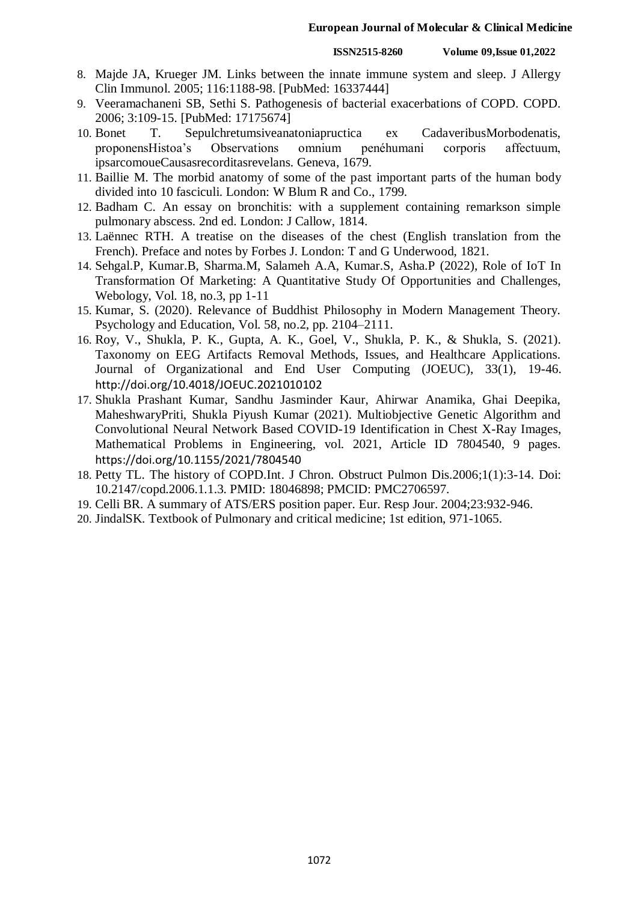8. Majde JA, Krueger JM. Links between the innate immune system and sleep. J Allergy Clin Immunol. 2005; 116:1188-98. [PubMed: 16337444]
9. Veeramachaneni SB, Sethi S. Pathogenesis of bacterial exacerbations of COPD. COPD. 2006; 3:109-15. [PubMed: 17175674]
10. Bonet T. Sepulchretumsiveanatoniapructica ex CadaveribusMorbodenatis, proponensHistoa's Observations omnium penéhumani corporis affectuum, ipsarcomoueCausasrecorditasrevelans. Geneva, 1679.
11. Baillie M. The morbid anatomy of some of the past important parts of the human body divided into 10 fasciculi. London: W Blum R and Co., 1799.
12. Badham C. An essay on bronchitis: with a supplement containing remarkson simple pulmonary abscess. 2nd ed. London: J Callow, 1814.
13. Laënnec RTH. A treatise on the diseases of the chest (English translation from the French). Preface and notes by Forbes J. London: T and G Underwood, 1821.
14. Sehgal.P, Kumar.B, Sharma.M, Salameh A.A, Kumar.S, Asha.P (2022), Role of IoT In Transformation Of Marketing: A Quantitative Study Of Opportunities and Challenges, Webology, Vol. 18, no.3, pp 1-11
15. Kumar, S. (2020). Relevance of Buddhist Philosophy in Modern Management Theory. Psychology and Education, Vol. 58, no.2, pp. 2104–2111.
16. Roy, V., Shukla, P. K., Gupta, A. K., Goel, V., Shukla, P. K., & Shukla, S. (2021). Taxonomy on EEG Artifacts Removal Methods, Issues, and Healthcare Applications. Journal of Organizational and End User Computing (JOEUC), 33(1), 19-46. http://doi.org/10.4018/JOEUC.2021010102
17. Shukla Prashant Kumar, Sandhu Jasminder Kaur, Ahirwar Anamika, Ghai Deepika, MaheshwaryPriti, Shukla Piyush Kumar (2021). Multiobjective Genetic Algorithm and Convolutional Neural Network Based COVID-19 Identification in Chest X-Ray Images, Mathematical Problems in Engineering, vol. 2021, Article ID 7804540, 9 pages. https://doi.org/10.1155/2021/7804540
18. Petty TL. The history of COPD.Int. J Chron. Obstruct Pulmon Dis.2006;1(1):3-14. Doi: 10.2147/copd.2006.1.1.3. PMID: 18046898; PMCID: PMC2706597.
19. Celli BR. A summary of ATS/ERS position paper. Eur. Resp Jour. 2004;23:932-946.
20. JindalSK. Textbook of Pulmonary and critical medicine; 1st edition, 971-1065.